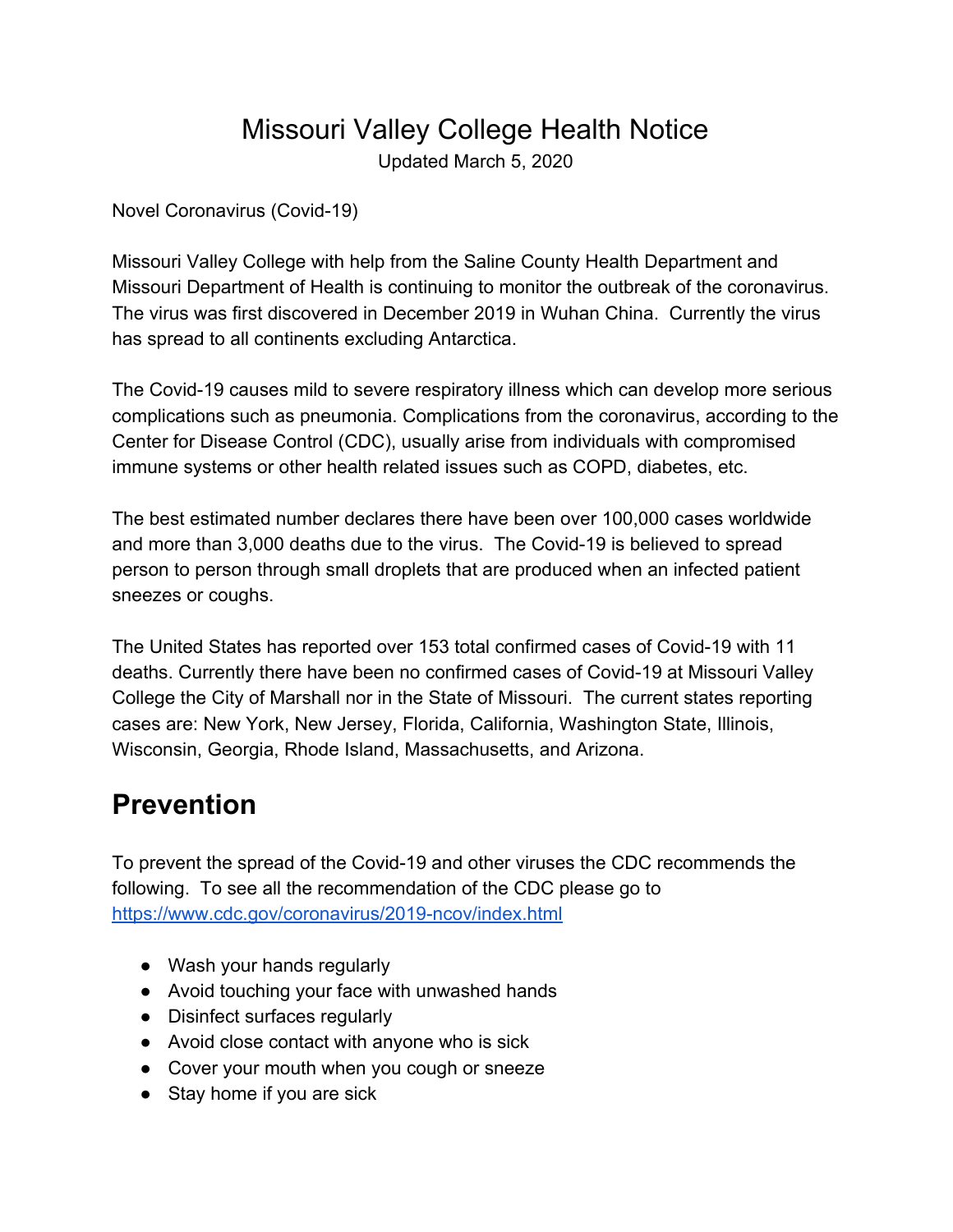# Missouri Valley College Health Notice

Updated March 5, 2020

Novel Coronavirus (Covid-19)

Missouri Valley College with help from the Saline County Health Department and Missouri Department of Health is continuing to monitor the outbreak of the coronavirus. The virus was first discovered in December 2019 in Wuhan China. Currently the virus has spread to all continents excluding Antarctica.

The Covid-19 causes mild to severe respiratory illness which can develop more serious complications such as pneumonia. Complications from the coronavirus, according to the Center for Disease Control (CDC), usually arise from individuals with compromised immune systems or other health related issues such as COPD, diabetes, etc.

The best estimated number declares there have been over 100,000 cases worldwide and more than 3,000 deaths due to the virus. The Covid-19 is believed to spread person to person through small droplets that are produced when an infected patient sneezes or coughs.

The United States has reported over 153 total confirmed cases of Covid-19 with 11 deaths. Currently there have been no confirmed cases of Covid-19 at Missouri Valley College the City of Marshall nor in the State of Missouri. The current states reporting cases are: New York, New Jersey, Florida, California, Washington State, Illinois, Wisconsin, Georgia, Rhode Island, Massachusetts, and Arizona.

## Prevention

To prevent the spread of the Covid-19 and other viruses the CDC recommends the following. To see all the recommendation of the CDC please go to [https://www.cdc.gov/coronavirus/2019-ncov/index.html](https://www.cdc.gov/coronavirus/2019-ncov/index.html)

- Wash your hands regularly
- Avoid touching your face with unwashed hands
- Disinfect surfaces regularly
- Avoid close contact with anyone who is sick
- Cover your mouth when you cough or sneeze
- Stay home if you are sick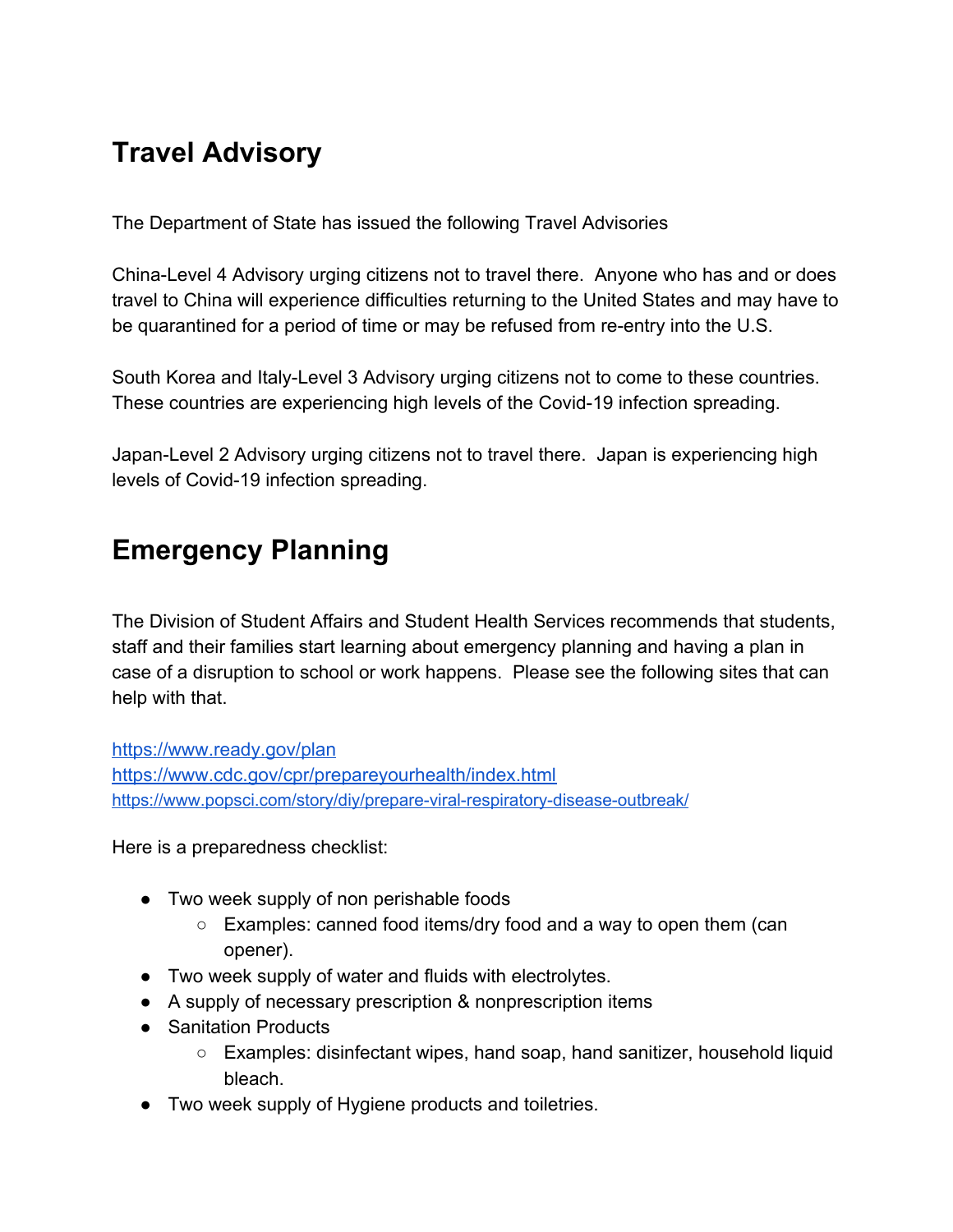## Travel Advisory

The Department of State has issued the following Travel Advisories

China-Level 4 Advisory urging citizens not to travel there. Anyone who has and or does travel to China will experience difficulties returning to the United States and may have to be quarantined for a period of time or may be refused from re-entry into the U.S.

South Korea and Italy-Level 3 Advisory urging citizens not to come to these countries. These countries are experiencing high levels of the Covid-19 infection spreading.

Japan-Level 2 Advisory urging citizens not to travel there. Japan is experiencing high levels of Covid-19 infection spreading.

## Emergency Planning

The Division of Student Affairs and Student Health Services recommends that students, staff and their families start learning about emergency planning and having a plan in case of a disruption to school or work happens. Please see the following sites that can help with that.

https://www.ready.gov/plan
https://www.cdc.gov/cpr/prepareyourhealth/index.html
https://www.popsci.com/story/diy/prepare-viral-respiratory-disease-outbreak/

Here is a preparedness checklist:

- Two week supply of non perishable foods
  - Examples: canned food items/dry food and a way to open them (can opener).
- Two week supply of water and fluids with electrolytes.
- A supply of necessary prescription & nonprescription items
- Sanitation Products
  - Examples: disinfectant wipes, hand soap, hand sanitizer, household liquid bleach.
- Two week supply of Hygiene products and toiletries.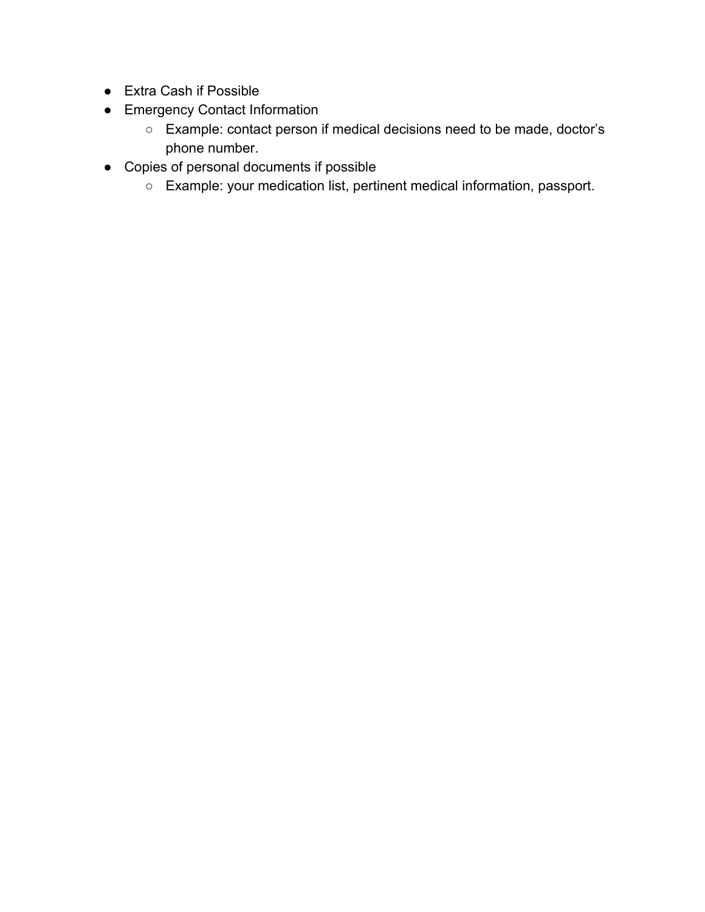- Extra Cash if Possible
- Emergency Contact Information
    - Example: contact person if medical decisions need to be made, doctor's phone number.
- Copies of personal documents if possible
    - Example: your medication list, pertinent medical information, passport.